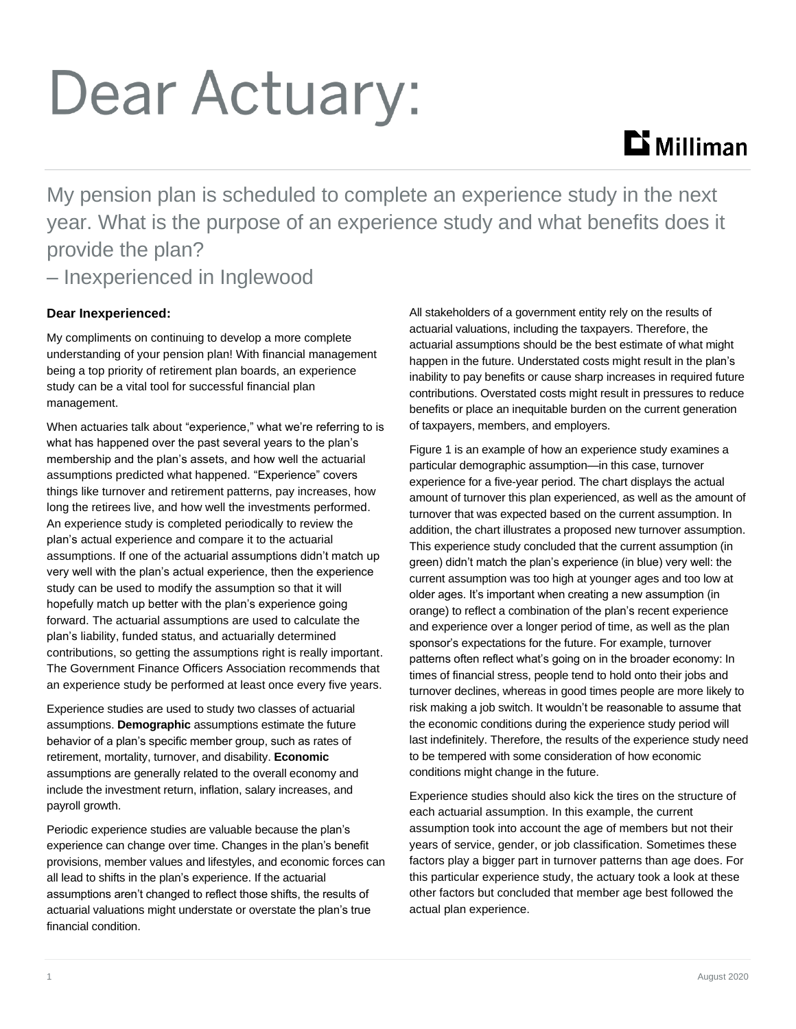# Dear Actuary:

My pension plan is scheduled to complete an experience study in the next year. What is the purpose of an experience study and what benefits does it provide the plan?

– Inexperienced in Inglewood

**Dear Inexperienced:**

My compliments on continuing to develop a more complete understanding of your pension plan! With financial management being a top priority of retirement plan boards, an experience study can be a vital tool for successful financial plan management.

When actuaries talk about "experience," what we're referring to is what has happened over the past several years to the plan's membership and the plan's assets, and how well the actuarial assumptions predicted what happened. "Experience" covers things like turnover and retirement patterns, pay increases, how long the retirees live, and how well the investments performed. An experience study is completed periodically to review the plan's actual experience and compare it to the actuarial assumptions. If one of the actuarial assumptions didn't match up very well with the plan's actual experience, then the experience study can be used to modify the assumption so that it will hopefully match up better with the plan's experience going forward. The actuarial assumptions are used to calculate the plan's liability, funded status, and actuarially determined contributions, so getting the assumptions right is really important. The Government Finance Officers Association recommends that an experience study be performed at least once every five years.

Experience studies are used to study two classes of actuarial assumptions. **Demographic** assumptions estimate the future behavior of a plan's specific member group, such as rates of retirement, mortality, turnover, and disability. **Economic** assumptions are generally related to the overall economy and include the investment return, inflation, salary increases, and payroll growth.

Periodic experience studies are valuable because the plan's experience can change over time. Changes in the plan's benefit provisions, member values and lifestyles, and economic forces can all lead to shifts in the plan's experience. If the actuarial assumptions aren't changed to reflect those shifts, the results of actuarial valuations might understate or overstate the plan's true financial condition.

All stakeholders of a government entity rely on the results of actuarial valuations, including the taxpayers. Therefore, the actuarial assumptions should be the best estimate of what might happen in the future. Understated costs might result in the plan's inability to pay benefits or cause sharp increases in required future contributions. Overstated costs might result in pressures to reduce benefits or place an inequitable burden on the current generation of taxpayers, members, and employers.

Figure 1 is an example of how an experience study examines a particular demographic assumption—in this case, turnover experience for a five-year period. The chart displays the actual amount of turnover this plan experienced, as well as the amount of turnover that was expected based on the current assumption. In addition, the chart illustrates a proposed new turnover assumption. This experience study concluded that the current assumption (in green) didn't match the plan's experience (in blue) very well: the current assumption was too high at younger ages and too low at older ages. It's important when creating a new assumption (in orange) to reflect a combination of the plan's recent experience and experience over a longer period of time, as well as the plan sponsor's expectations for the future. For example, turnover patterns often reflect what's going on in the broader economy: In times of financial stress, people tend to hold onto their jobs and turnover declines, whereas in good times people are more likely to risk making a job switch. It wouldn't be reasonable to assume that the economic conditions during the experience study period will last indefinitely. Therefore, the results of the experience study need to be tempered with some consideration of how economic conditions might change in the future.

Experience studies should also kick the tires on the structure of each actuarial assumption. In this example, the current assumption took into account the age of members but not their years of service, gender, or job classification. Sometimes these factors play a bigger part in turnover patterns than age does. For this particular experience study, the actuary took a look at these other factors but concluded that member age best followed the actual plan experience.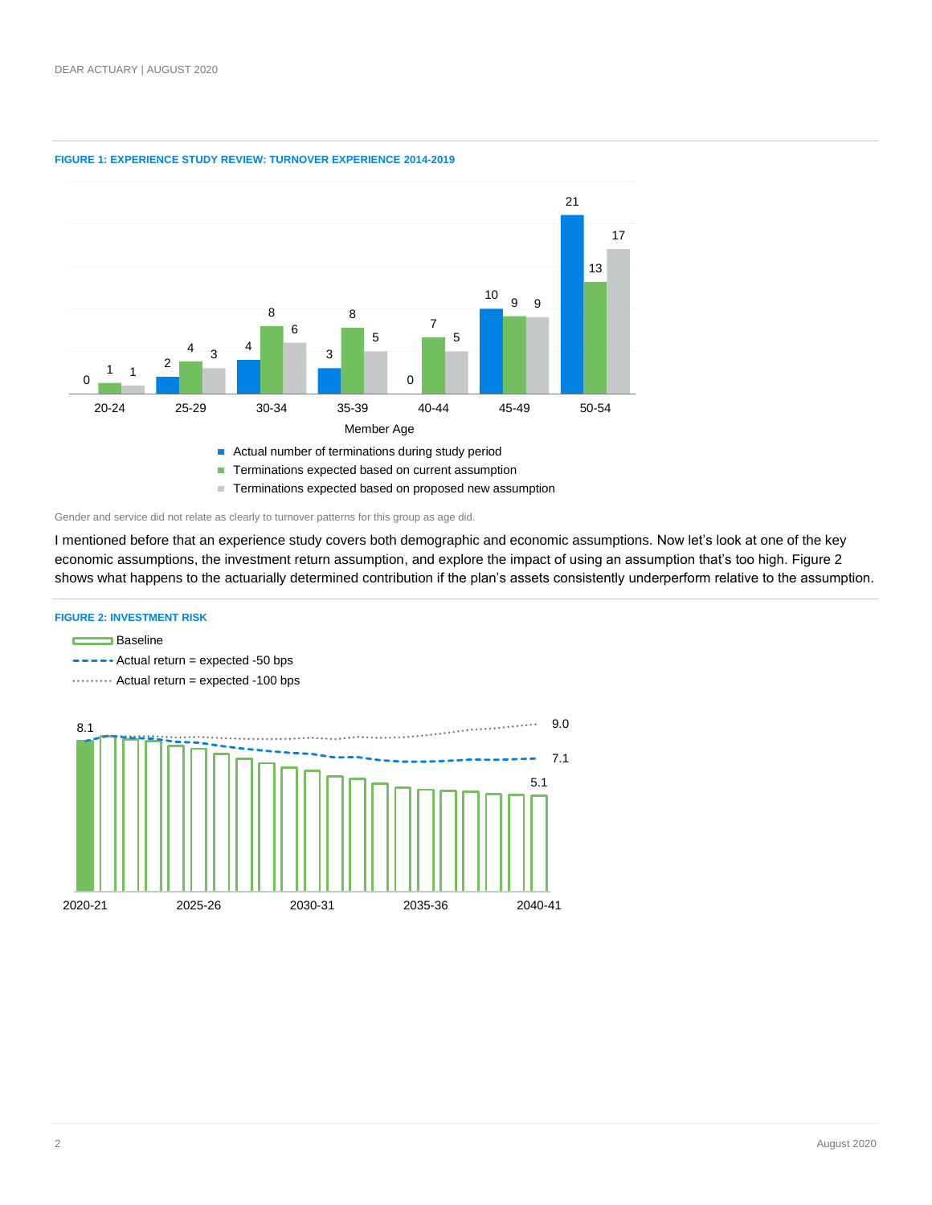**FIGURE 1: EXPERIENCE STUDY REVIEW: TURNOVER EXPERIENCE 2014-2019**

| Member Age | Actual number of terminations during study period | Terminations expected based on current assumption | Terminations expected based on proposed new assumption |
|---|---|---|---|
| 20-24 | 0 | 1 | 1 |
| 25-29 | 2 | 4 | 3 |
| 30-34 | 4 | 8 | 6 |
| 35-39 | 3 | 8 | 5 |
| 40-44 | 0 | 7 | 5 |
| 45-49 | 10 | 9 | 9 |
| 50-54 | 21 | 13 | 17 |

Gender and service did not relate as clearly to turnover patterns for this group as age did.

I mentioned before that an experience study covers both demographic and economic assumptions. Now let's look at one of the key economic assumptions, the investment return assumption, and explore the impact of using an assumption that's too high. Figure 2 shows what happens to the actuarially determined contribution if the plan's assets consistently underperform relative to the assumption.

**FIGURE 2: INVESTMENT RISK**

- Baseline
- Actual return = expected -50 bps
- Actual return = expected -100 bps

| Scenario | 2020-21 | 2040-41 |
|---|---|---|
| Baseline | 8.1 | 5.1 |
| Actual return = expected -50 bps | 8.1 | 7.1 |
| Actual return = expected -100 bps | 8.1 | 9.0 |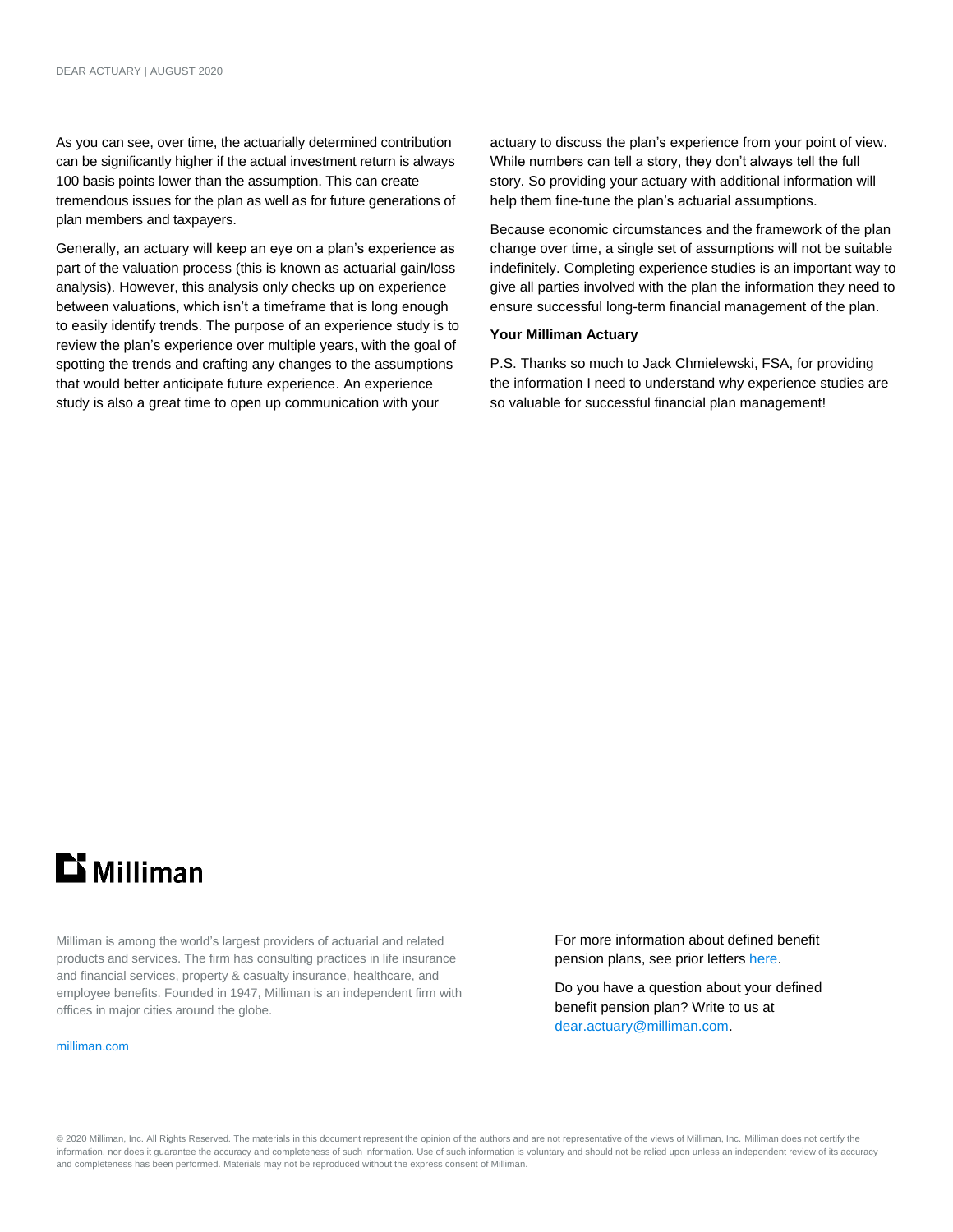As you can see, over time, the actuarially determined contribution can be significantly higher if the actual investment return is always 100 basis points lower than the assumption. This can create tremendous issues for the plan as well as for future generations of plan members and taxpayers.

Generally, an actuary will keep an eye on a plan's experience as part of the valuation process (this is known as actuarial gain/loss analysis). However, this analysis only checks up on experience between valuations, which isn't a timeframe that is long enough to easily identify trends. The purpose of an experience study is to review the plan's experience over multiple years, with the goal of spotting the trends and crafting any changes to the assumptions that would better anticipate future experience. An experience study is also a great time to open up communication with your actuary to discuss the plan's experience from your point of view. While numbers can tell a story, they don't always tell the full story. So providing your actuary with additional information will help them fine-tune the plan's actuarial assumptions.

Because economic circumstances and the framework of the plan change over time, a single set of assumptions will not be suitable indefinitely. Completing experience studies is an important way to give all parties involved with the plan the information they need to ensure successful long-term financial management of the plan.

**Your Milliman Actuary**

P.S. Thanks so much to Jack Chmielewski, FSA, for providing the information I need to understand why experience studies are so valuable for successful financial plan management!

---

**Milliman**

Milliman is among the world's largest providers of actuarial and related products and services. The firm has consulting practices in life insurance and financial services, property & casualty insurance, healthcare, and employee benefits. Founded in 1947, Milliman is an independent firm with offices in major cities around the globe.

milliman.com

For more information about defined benefit pension plans, see prior letters here.

Do you have a question about your defined benefit pension plan? Write to us at dear.actuary@milliman.com.

© 2020 Milliman, Inc. All Rights Reserved. The materials in this document represent the opinion of the authors and are not representative of the views of Milliman, Inc. Milliman does not certify the information, nor does it guarantee the accuracy and completeness of such information. Use of such information is voluntary and should not be relied upon unless an independent review of its accuracy and completeness has been performed. Materials may not be reproduced without the express consent of Milliman.